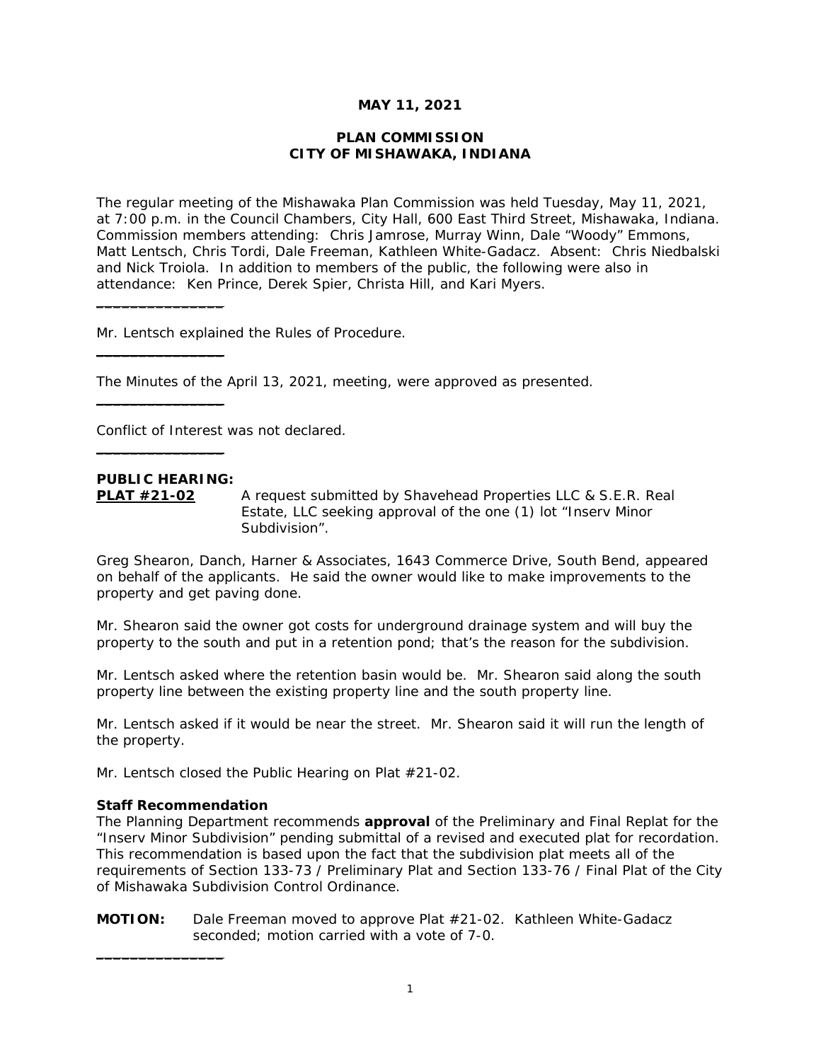**MAY 11, 2021**

**PLAN COMMISSION**
**CITY OF MISHAWAKA, INDIANA**

The regular meeting of the Mishawaka Plan Commission was held Tuesday, May 11, 2021, at 7:00 p.m. in the Council Chambers, City Hall, 600 East Third Street, Mishawaka, Indiana. Commission members attending: Chris Jamrose, Murray Winn, Dale "Woody" Emmons, Matt Lentsch, Chris Tordi, Dale Freeman, Kathleen White-Gadacz. Absent: Chris Niedbalski and Nick Troiola. In addition to members of the public, the following were also in attendance: Ken Prince, Derek Spier, Christa Hill, and Kari Myers.

---

Mr. Lentsch explained the Rules of Procedure.

---

The Minutes of the April 13, 2021, meeting, were approved as presented.

---

Conflict of Interest was not declared.

---

**PUBLIC HEARING:**

**PLAT #21-02** A request submitted by Shavehead Properties LLC & S.E.R. Real Estate, LLC seeking approval of the one (1) lot "Inserv Minor Subdivision".

Greg Shearon, Danch, Harner & Associates, 1643 Commerce Drive, South Bend, appeared on behalf of the applicants. He said the owner would like to make improvements to the property and get paving done.

Mr. Shearon said the owner got costs for underground drainage system and will buy the property to the south and put in a retention pond; that's the reason for the subdivision.

Mr. Lentsch asked where the retention basin would be. Mr. Shearon said along the south property line between the existing property line and the south property line.

Mr. Lentsch asked if it would be near the street. Mr. Shearon said it will run the length of the property.

Mr. Lentsch closed the Public Hearing on Plat #21-02.

**Staff Recommendation**

The Planning Department recommends **approval** of the Preliminary and Final Replat for the "Inserv Minor Subdivision" pending submittal of a revised and executed plat for recordation. This recommendation is based upon the fact that the subdivision plat meets all of the requirements of Section 133-73 / Preliminary Plat and Section 133-76 / Final Plat of the City of Mishawaka Subdivision Control Ordinance.

**MOTION:** Dale Freeman moved to approve Plat #21-02. Kathleen White-Gadacz seconded; motion carried with a vote of 7-0.

---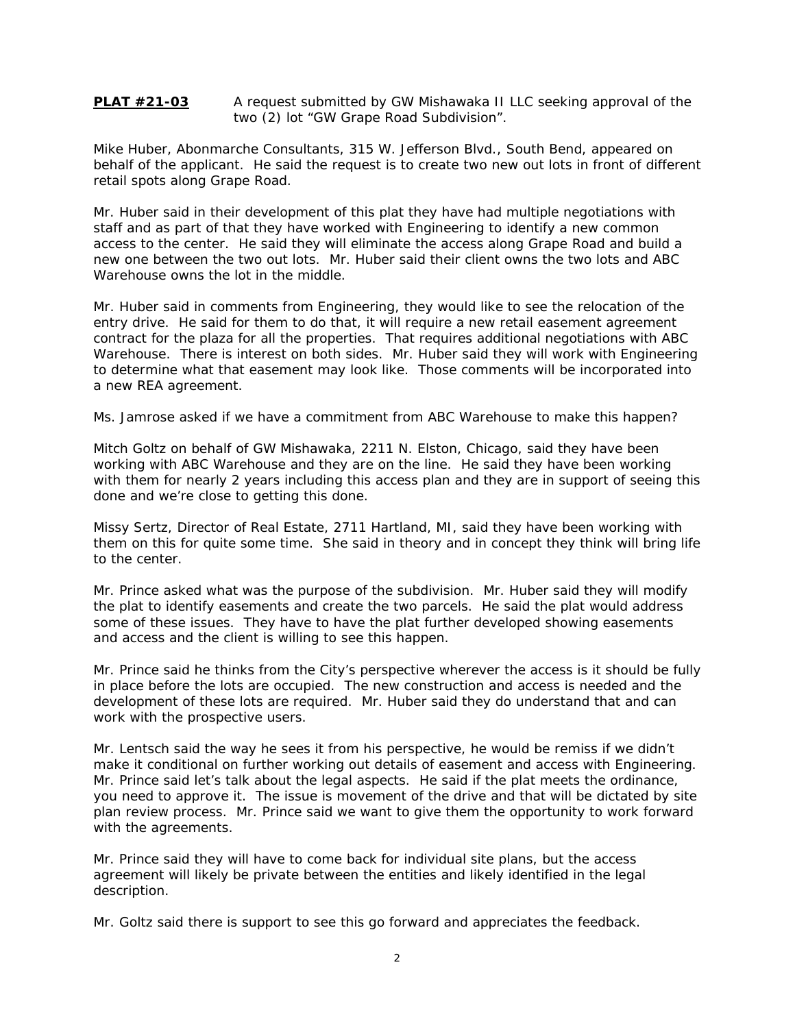**PLAT #21-03** A request submitted by GW Mishawaka II LLC seeking approval of the two (2) lot "GW Grape Road Subdivision".

Mike Huber, Abonmarche Consultants, 315 W. Jefferson Blvd., South Bend, appeared on behalf of the applicant. He said the request is to create two new out lots in front of different retail spots along Grape Road.

Mr. Huber said in their development of this plat they have had multiple negotiations with staff and as part of that they have worked with Engineering to identify a new common access to the center. He said they will eliminate the access along Grape Road and build a new one between the two out lots. Mr. Huber said their client owns the two lots and ABC Warehouse owns the lot in the middle.

Mr. Huber said in comments from Engineering, they would like to see the relocation of the entry drive. He said for them to do that, it will require a new retail easement agreement contract for the plaza for all the properties. That requires additional negotiations with ABC Warehouse. There is interest on both sides. Mr. Huber said they will work with Engineering to determine what that easement may look like. Those comments will be incorporated into a new REA agreement.

Ms. Jamrose asked if we have a commitment from ABC Warehouse to make this happen?

Mitch Goltz on behalf of GW Mishawaka, 2211 N. Elston, Chicago, said they have been working with ABC Warehouse and they are on the line. He said they have been working with them for nearly 2 years including this access plan and they are in support of seeing this done and we're close to getting this done.

Missy Sertz, Director of Real Estate, 2711 Hartland, MI, said they have been working with them on this for quite some time. She said in theory and in concept they think will bring life to the center.

Mr. Prince asked what was the purpose of the subdivision. Mr. Huber said they will modify the plat to identify easements and create the two parcels. He said the plat would address some of these issues. They have to have the plat further developed showing easements and access and the client is willing to see this happen.

Mr. Prince said he thinks from the City's perspective wherever the access is it should be fully in place before the lots are occupied. The new construction and access is needed and the development of these lots are required. Mr. Huber said they do understand that and can work with the prospective users.

Mr. Lentsch said the way he sees it from his perspective, he would be remiss if we didn't make it conditional on further working out details of easement and access with Engineering. Mr. Prince said let's talk about the legal aspects. He said if the plat meets the ordinance, you need to approve it. The issue is movement of the drive and that will be dictated by site plan review process. Mr. Prince said we want to give them the opportunity to work forward with the agreements.

Mr. Prince said they will have to come back for individual site plans, but the access agreement will likely be private between the entities and likely identified in the legal description.

Mr. Goltz said there is support to see this go forward and appreciates the feedback.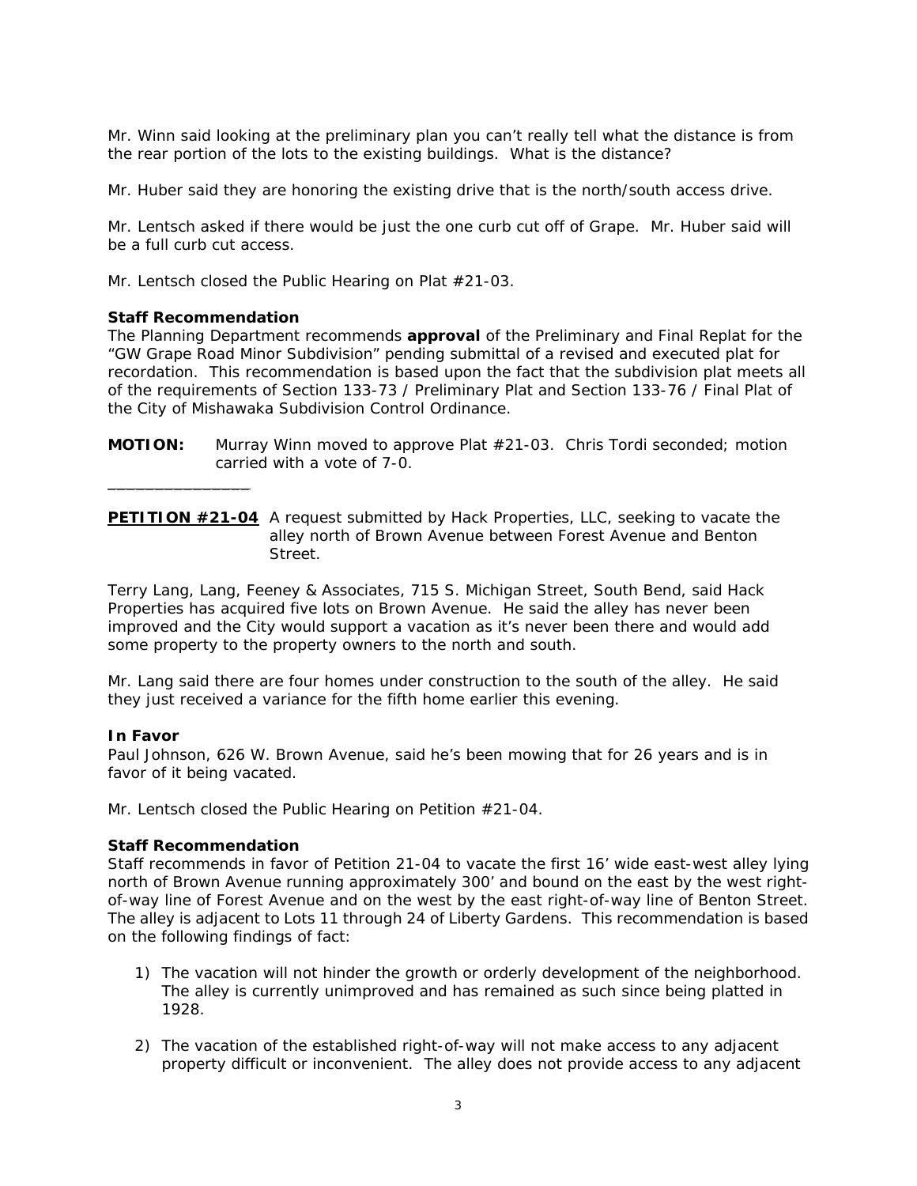Mr. Winn said looking at the preliminary plan you can't really tell what the distance is from the rear portion of the lots to the existing buildings. What is the distance?

Mr. Huber said they are honoring the existing drive that is the north/south access drive.

Mr. Lentsch asked if there would be just the one curb cut off of Grape. Mr. Huber said will be a full curb cut access.

Mr. Lentsch closed the Public Hearing on Plat #21-03.

**Staff Recommendation**
The Planning Department recommends **approval** of the Preliminary and Final Replat for the "GW Grape Road Minor Subdivision" pending submittal of a revised and executed plat for recordation. This recommendation is based upon the fact that the subdivision plat meets all of the requirements of Section 133-73 / Preliminary Plat and Section 133-76 / Final Plat of the City of Mishawaka Subdivision Control Ordinance.

**MOTION:** Murray Winn moved to approve Plat #21-03. Chris Tordi seconded; motion carried with a vote of 7-0.

________________

**PETITION #21-04** A request submitted by Hack Properties, LLC, seeking to vacate the alley north of Brown Avenue between Forest Avenue and Benton Street.

Terry Lang, Lang, Feeney & Associates, 715 S. Michigan Street, South Bend, said Hack Properties has acquired five lots on Brown Avenue. He said the alley has never been improved and the City would support a vacation as it's never been there and would add some property to the property owners to the north and south.

Mr. Lang said there are four homes under construction to the south of the alley. He said they just received a variance for the fifth home earlier this evening.

**In Favor**
Paul Johnson, 626 W. Brown Avenue, said he's been mowing that for 26 years and is in favor of it being vacated.

Mr. Lentsch closed the Public Hearing on Petition #21-04.

**Staff Recommendation**
Staff recommends in favor of Petition 21-04 to vacate the first 16' wide east-west alley lying north of Brown Avenue running approximately 300' and bound on the east by the west right-of-way line of Forest Avenue and on the west by the east right-of-way line of Benton Street. The alley is adjacent to Lots 11 through 24 of Liberty Gardens. This recommendation is based on the following findings of fact:

1) The vacation will not hinder the growth or orderly development of the neighborhood. The alley is currently unimproved and has remained as such since being platted in 1928.

2) The vacation of the established right-of-way will not make access to any adjacent property difficult or inconvenient. The alley does not provide access to any adjacent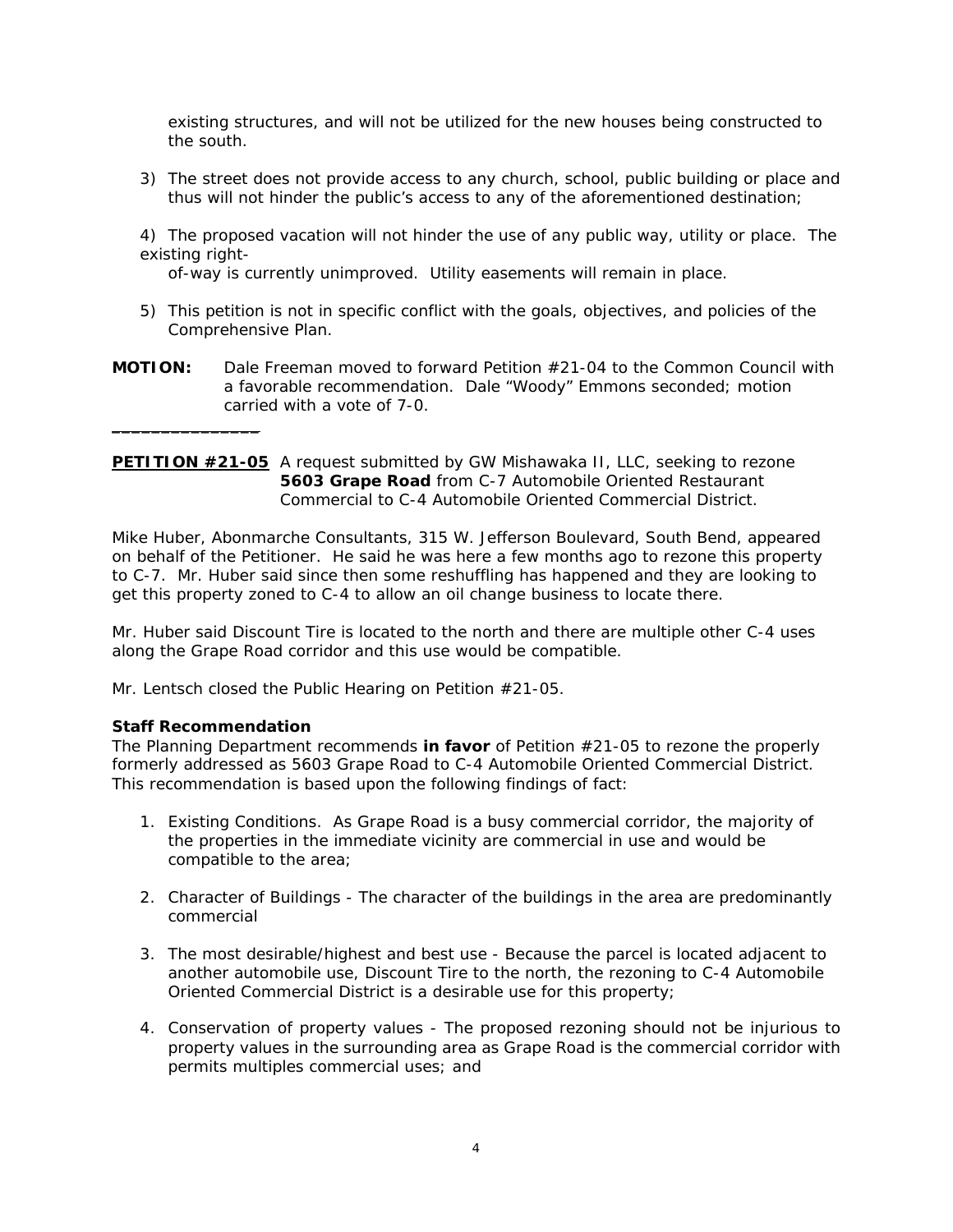existing structures, and will not be utilized for the new houses being constructed to the south.

3) The street does not provide access to any church, school, public building or place and thus will not hinder the public's access to any of the aforementioned destination;

4) The proposed vacation will not hinder the use of any public way, utility or place. The existing right-of-way is currently unimproved. Utility easements will remain in place.

5) This petition is not in specific conflict with the goals, objectives, and policies of the Comprehensive Plan.

**MOTION:** Dale Freeman moved to forward Petition #21-04 to the Common Council with a favorable recommendation. Dale "Woody" Emmons seconded; motion carried with a vote of 7-0.

---

**PETITION #21-05** A request submitted by GW Mishawaka II, LLC, seeking to rezone **5603 Grape Road** from C-7 Automobile Oriented Restaurant Commercial to C-4 Automobile Oriented Commercial District.

Mike Huber, Abonmarche Consultants, 315 W. Jefferson Boulevard, South Bend, appeared on behalf of the Petitioner. He said he was here a few months ago to rezone this property to C-7. Mr. Huber said since then some reshuffling has happened and they are looking to get this property zoned to C-4 to allow an oil change business to locate there.

Mr. Huber said Discount Tire is located to the north and there are multiple other C-4 uses along the Grape Road corridor and this use would be compatible.

Mr. Lentsch closed the Public Hearing on Petition #21-05.

**Staff Recommendation**

The Planning Department recommends **in favor** of Petition #21-05 to rezone the properly formerly addressed as 5603 Grape Road to C-4 Automobile Oriented Commercial District. This recommendation is based upon the following findings of fact:

1. Existing Conditions. As Grape Road is a busy commercial corridor, the majority of the properties in the immediate vicinity are commercial in use and would be compatible to the area;

2. Character of Buildings - The character of the buildings in the area are predominantly commercial

3. The most desirable/highest and best use - Because the parcel is located adjacent to another automobile use, Discount Tire to the north, the rezoning to C-4 Automobile Oriented Commercial District is a desirable use for this property;

4. Conservation of property values - The proposed rezoning should not be injurious to property values in the surrounding area as Grape Road is the commercial corridor with permits multiples commercial uses; and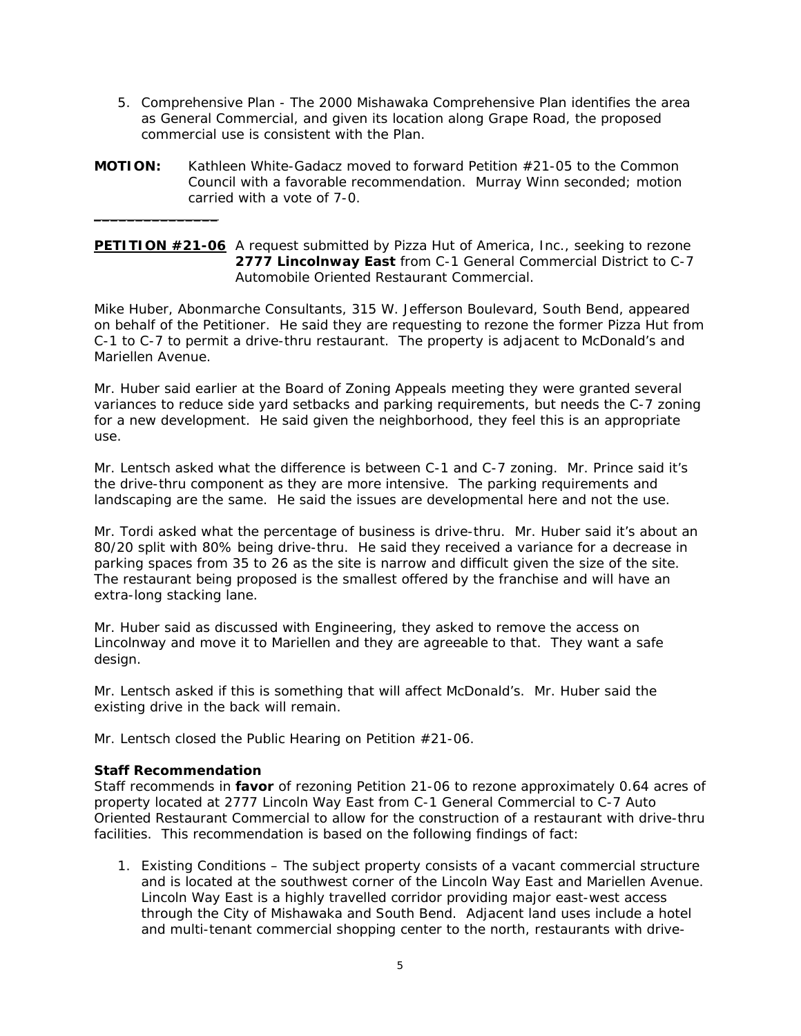5. Comprehensive Plan - The 2000 Mishawaka Comprehensive Plan identifies the area as General Commercial, and given its location along Grape Road, the proposed commercial use is consistent with the Plan.

**MOTION:** Kathleen White-Gadacz moved to forward Petition #21-05 to the Common Council with a favorable recommendation. Murray Winn seconded; motion carried with a vote of 7-0.

---

**PETITION #21-06** A request submitted by Pizza Hut of America, Inc., seeking to rezone **2777 Lincolnway East** from C-1 General Commercial District to C-7 Automobile Oriented Restaurant Commercial.

Mike Huber, Abonmarche Consultants, 315 W. Jefferson Boulevard, South Bend, appeared on behalf of the Petitioner. He said they are requesting to rezone the former Pizza Hut from C-1 to C-7 to permit a drive-thru restaurant. The property is adjacent to McDonald's and Mariellen Avenue.

Mr. Huber said earlier at the Board of Zoning Appeals meeting they were granted several variances to reduce side yard setbacks and parking requirements, but needs the C-7 zoning for a new development. He said given the neighborhood, they feel this is an appropriate use.

Mr. Lentsch asked what the difference is between C-1 and C-7 zoning. Mr. Prince said it's the drive-thru component as they are more intensive. The parking requirements and landscaping are the same. He said the issues are developmental here and not the use.

Mr. Tordi asked what the percentage of business is drive-thru. Mr. Huber said it's about an 80/20 split with 80% being drive-thru. He said they received a variance for a decrease in parking spaces from 35 to 26 as the site is narrow and difficult given the size of the site. The restaurant being proposed is the smallest offered by the franchise and will have an extra-long stacking lane.

Mr. Huber said as discussed with Engineering, they asked to remove the access on Lincolnway and move it to Mariellen and they are agreeable to that. They want a safe design.

Mr. Lentsch asked if this is something that will affect McDonald's. Mr. Huber said the existing drive in the back will remain.

Mr. Lentsch closed the Public Hearing on Petition #21-06.

**Staff Recommendation**

Staff recommends in **favor** of rezoning Petition 21-06 to rezone approximately 0.64 acres of property located at 2777 Lincoln Way East from C-1 General Commercial to C-7 Auto Oriented Restaurant Commercial to allow for the construction of a restaurant with drive-thru facilities. This recommendation is based on the following findings of fact:

1. Existing Conditions – The subject property consists of a vacant commercial structure and is located at the southwest corner of the Lincoln Way East and Mariellen Avenue. Lincoln Way East is a highly travelled corridor providing major east-west access through the City of Mishawaka and South Bend. Adjacent land uses include a hotel and multi-tenant commercial shopping center to the north, restaurants with drive-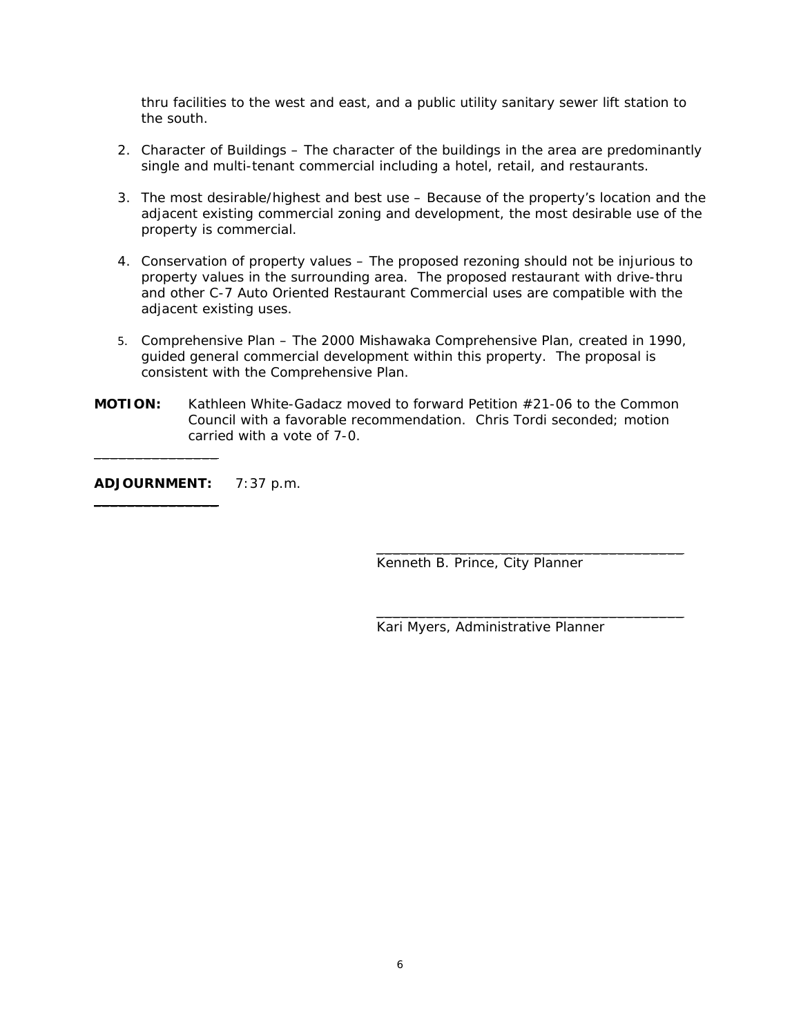thru facilities to the west and east, and a public utility sanitary sewer lift station to the south.

2. Character of Buildings – The character of the buildings in the area are predominantly single and multi-tenant commercial including a hotel, retail, and restaurants.

3. The most desirable/highest and best use – Because of the property's location and the adjacent existing commercial zoning and development, the most desirable use of the property is commercial.

4. Conservation of property values – The proposed rezoning should not be injurious to property values in the surrounding area. The proposed restaurant with drive-thru and other C-7 Auto Oriented Restaurant Commercial uses are compatible with the adjacent existing uses.

5. Comprehensive Plan – The 2000 Mishawaka Comprehensive Plan, created in 1990, guided general commercial development within this property. The proposal is consistent with the Comprehensive Plan.

**MOTION:** Kathleen White-Gadacz moved to forward Petition #21-06 to the Common Council with a favorable recommendation. Chris Tordi seconded; motion carried with a vote of 7-0.

---

**ADJOURNMENT:** 7:37 p.m.

---

\_\_\_\_\_\_\_\_\_\_\_\_\_\_\_\_\_\_\_\_\_\_\_\_\_\_\_\_\_\_\_\_\_\_\_\_\_\_\_\_
Kenneth B. Prince, City Planner

\_\_\_\_\_\_\_\_\_\_\_\_\_\_\_\_\_\_\_\_\_\_\_\_\_\_\_\_\_\_\_\_\_\_\_\_\_\_\_\_
Kari Myers, Administrative Planner